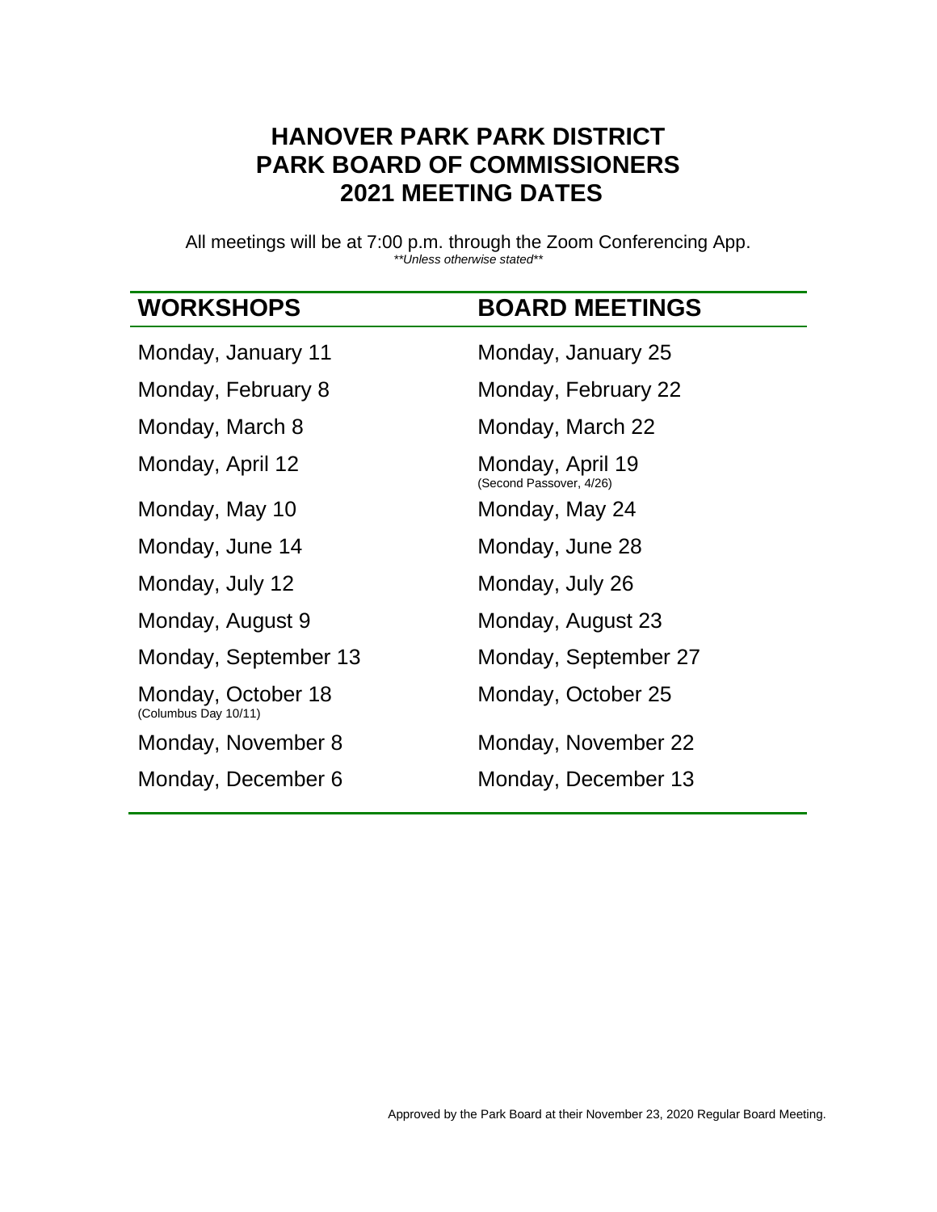# HANOVER PARK PARK DISTRICT
# PARK BOARD OF COMMISSIONERS
# 2021 MEETING DATES

All meetings will be at 7:00 p.m. through the Zoom Conferencing App.
*\*\*Unless otherwise stated\*\**

| WORKSHOPS | BOARD MEETINGS |
|---|---|
| Monday, January 11 | Monday, January 25 |
| Monday, February 8 | Monday, February 22 |
| Monday, March 8 | Monday, March 22 |
| Monday, April 12 | Monday, April 19 (Second Passover, 4/26) |
| Monday, May 10 | Monday, May 24 |
| Monday, June 14 | Monday, June 28 |
| Monday, July 12 | Monday, July 26 |
| Monday, August 9 | Monday, August 23 |
| Monday, September 13 | Monday, September 27 |
| Monday, October 18 (Columbus Day 10/11) | Monday, October 25 |
| Monday, November 8 | Monday, November 22 |
| Monday, December 6 | Monday, December 13 |

Approved by the Park Board at their November 23, 2020 Regular Board Meeting.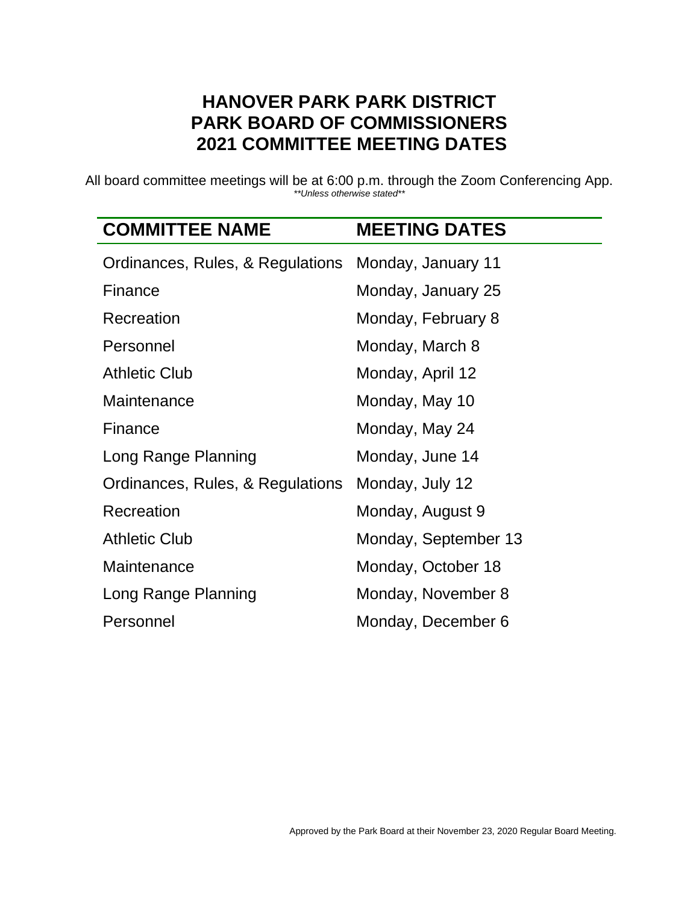# HANOVER PARK PARK DISTRICT
# PARK BOARD OF COMMISSIONERS
# 2021 COMMITTEE MEETING DATES

All board committee meetings will be at 6:00 p.m. through the Zoom Conferencing App.
*\*\*Unless otherwise stated\*\**

| COMMITTEE NAME | MEETING DATES |
|---|---|
| Ordinances, Rules, & Regulations | Monday, January 11 |
| Finance | Monday, January 25 |
| Recreation | Monday, February 8 |
| Personnel | Monday, March 8 |
| Athletic Club | Monday, April 12 |
| Maintenance | Monday, May 10 |
| Finance | Monday, May 24 |
| Long Range Planning | Monday, June 14 |
| Ordinances, Rules, & Regulations | Monday, July 12 |
| Recreation | Monday, August 9 |
| Athletic Club | Monday, September 13 |
| Maintenance | Monday, October 18 |
| Long Range Planning | Monday, November 8 |
| Personnel | Monday, December 6 |

Approved by the Park Board at their November 23, 2020 Regular Board Meeting.